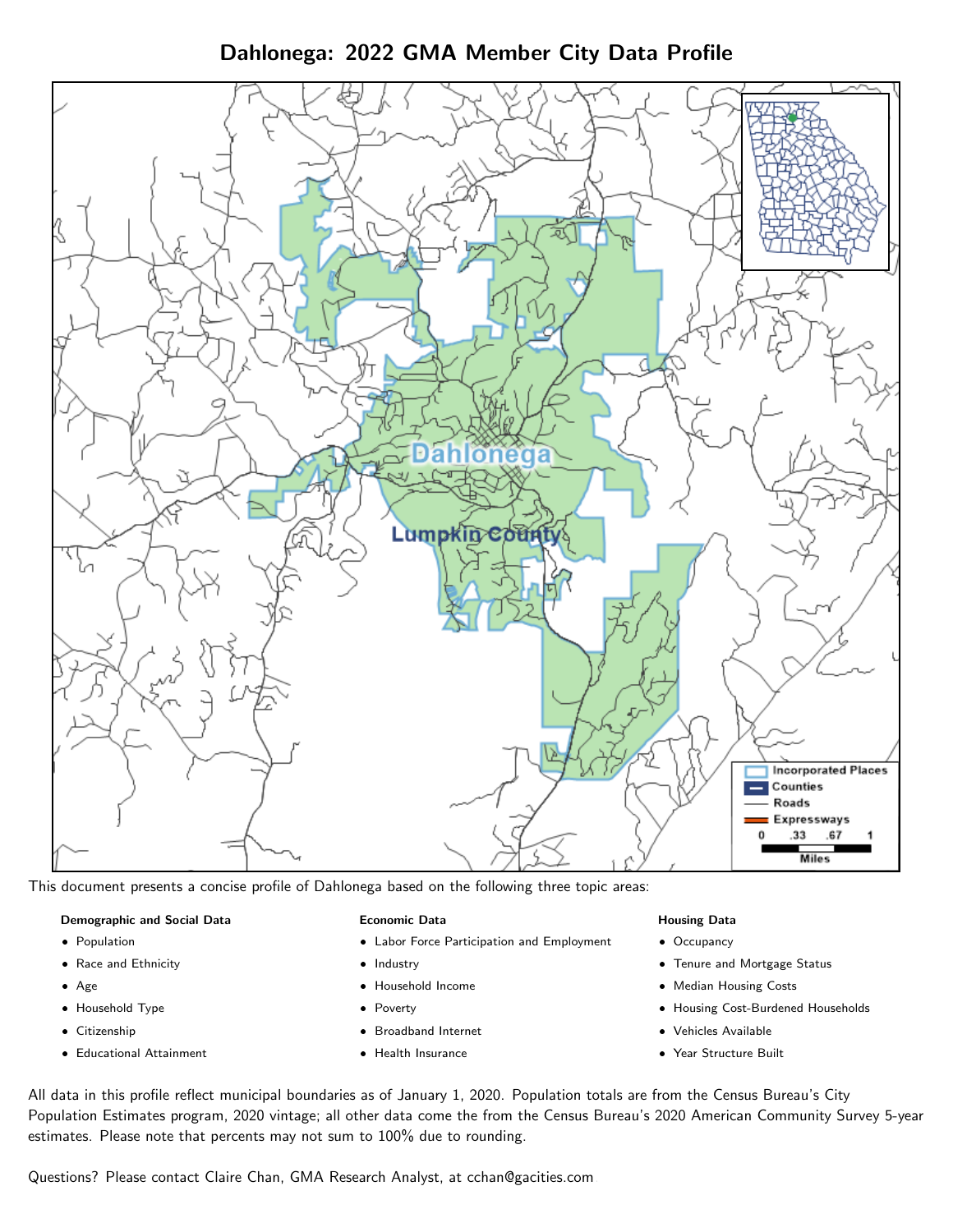# Dahlonega: 2022 GMA Member City Data Profile

This document presents a concise profile of Dahlonega based on the following three topic areas:

**Demographic and Social Data**

- Population
- Race and Ethnicity
- Age
- Household Type
- Citizenship
- Educational Attainment

**Economic Data**

- Labor Force Participation and Employment
- Industry
- Household Income
- Poverty
- Broadband Internet
- Health Insurance

**Housing Data**

- Occupancy
- Tenure and Mortgage Status
- Median Housing Costs
- Housing Cost-Burdened Households
- Vehicles Available
- Year Structure Built

All data in this profile reflect municipal boundaries as of January 1, 2020. Population totals are from the Census Bureau's City Population Estimates program, 2020 vintage; all other data come the from the Census Bureau's 2020 American Community Survey 5-year estimates. Please note that percents may not sum to 100% due to rounding.

Questions? Please contact Claire Chan, GMA Research Analyst, at cchan@gacities.com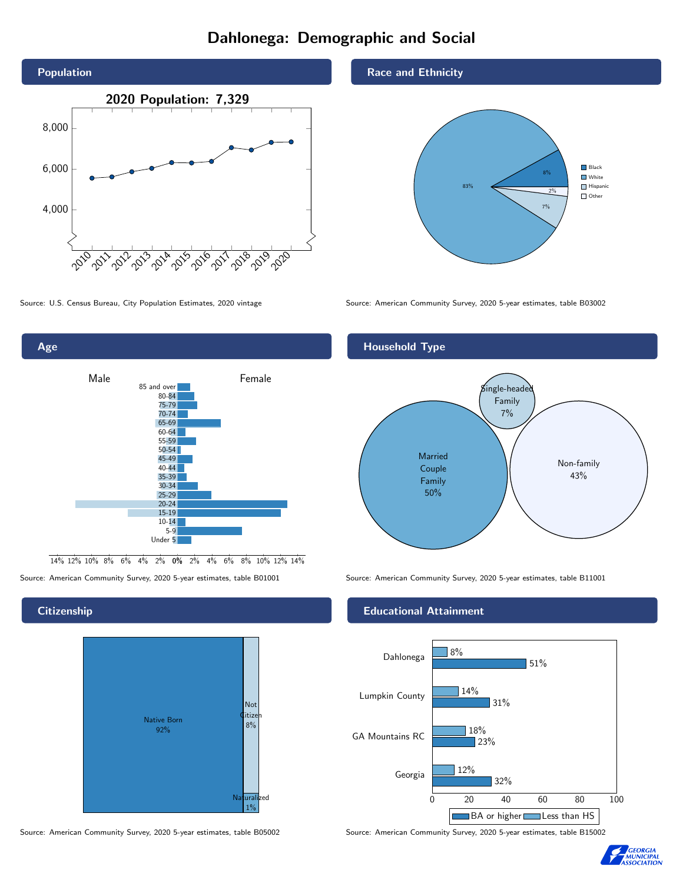# Dahlonega: Demographic and Social

## Population

2020 Population: 7,329

Source: U.S. Census Bureau, City Population Estimates, 2020 vintage

## Race and Ethnicity

| Group | Share |
|---|---|
| Black | 8% |
| White | 83% |
| Hispanic | 7% |
| Other | 2% |

Source: American Community Survey, 2020 5-year estimates, table B03002

## Age

Male / Female

Age groups: 85 and over, 80-84, 75-79, 70-74, 65-69, 60-64, 55-59, 50-54, 45-49, 40-44, 35-39, 30-34, 25-29, 20-24, 15-19, 10-14, 5-9, Under 5

Source: American Community Survey, 2020 5-year estimates, table B01001

## Household Type

| Household Type | Share |
|---|---|
| Married Couple Family | 50% |
| Single-headed Family | 7% |
| Non-family | 43% |

Source: American Community Survey, 2020 5-year estimates, table B11001

## Citizenship

| Status | Share |
|---|---|
| Native Born | 92% |
| Not Citizen | 8% |
| Naturalized | 1% |

Source: American Community Survey, 2020 5-year estimates, table B05002

## Educational Attainment

| Area | Less than HS | BA or higher |
|---|---|---|
| Dahlonega | 8% | 51% |
| Lumpkin County | 14% | 31% |
| GA Mountains RC | 18% | 23% |
| Georgia | 12% | 32% |

Source: American Community Survey, 2020 5-year estimates, table B15002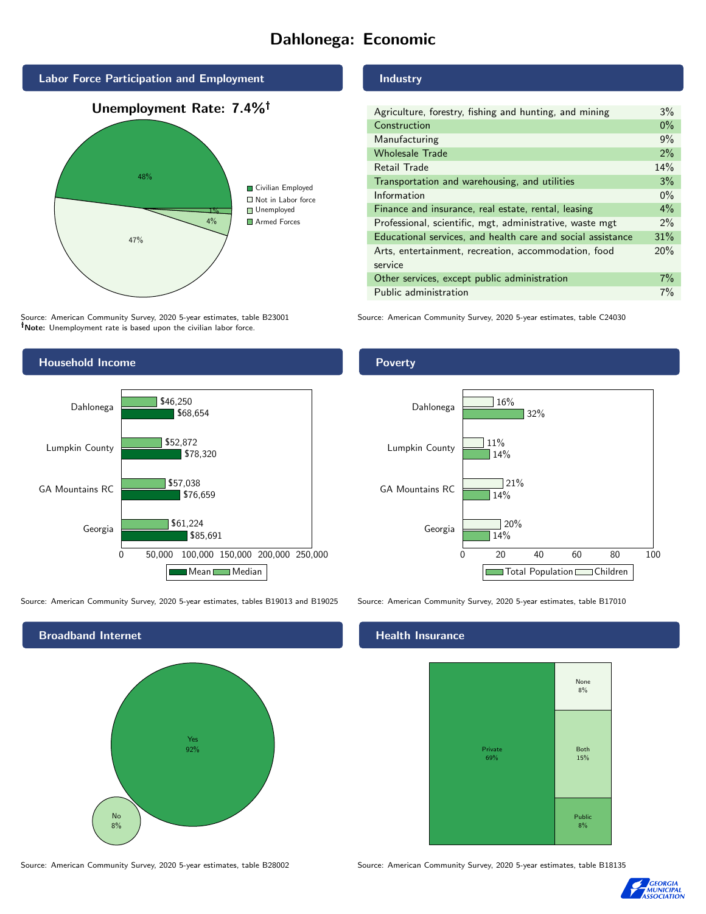# Dahlonega: Economic

## Labor Force Participation and Employment

**Unemployment Rate: 7.4%†**

| Category | Percent |
|---|---|
| Civilian Employed | 48% |
| Not in Labor force | 47% |
| Unemployed | 4% |
| Armed Forces | 1% |

Source: American Community Survey, 2020 5-year estimates, table B23001
**†Note:** Unemployment rate is based upon the civilian labor force.

## Industry

| Industry | Percent |
|---|---|
| Agriculture, forestry, fishing and hunting, and mining | 3% |
| Construction | 0% |
| Manufacturing | 9% |
| Wholesale Trade | 2% |
| Retail Trade | 14% |
| Transportation and warehousing, and utilities | 3% |
| Information | 0% |
| Finance and insurance, real estate, rental, leasing | 4% |
| Professional, scientific, mgt, administrative, waste mgt | 2% |
| Educational services, and health care and social assistance | 31% |
| Arts, entertainment, recreation, accommodation, food service | 20% |
| Other services, except public administration | 7% |
| Public administration | 7% |

Source: American Community Survey, 2020 5-year estimates, table C24030

## Household Income

| | Median | Mean |
|---|---|---|
| Dahlonega | $46,250 | $68,654 |
| Lumpkin County | $52,872 | $78,320 |
| GA Mountains RC | $57,038 | $76,659 |
| Georgia | $61,224 | $85,691 |

Source: American Community Survey, 2020 5-year estimates, tables B19013 and B19025

## Poverty

| | Children | Total Population |
|---|---|---|
| Dahlonega | 16% | 32% |
| Lumpkin County | 11% | 14% |
| GA Mountains RC | 21% | 14% |
| Georgia | 20% | 14% |

Source: American Community Survey, 2020 5-year estimates, table B17010

## Broadband Internet

| | Percent |
|---|---|
| Yes | 92% |
| No | 8% |

Source: American Community Survey, 2020 5-year estimates, table B28002

## Health Insurance

| | Percent |
|---|---|
| Private | 69% |
| Both | 15% |
| None | 8% |
| Public | 8% |

Source: American Community Survey, 2020 5-year estimates, table B18135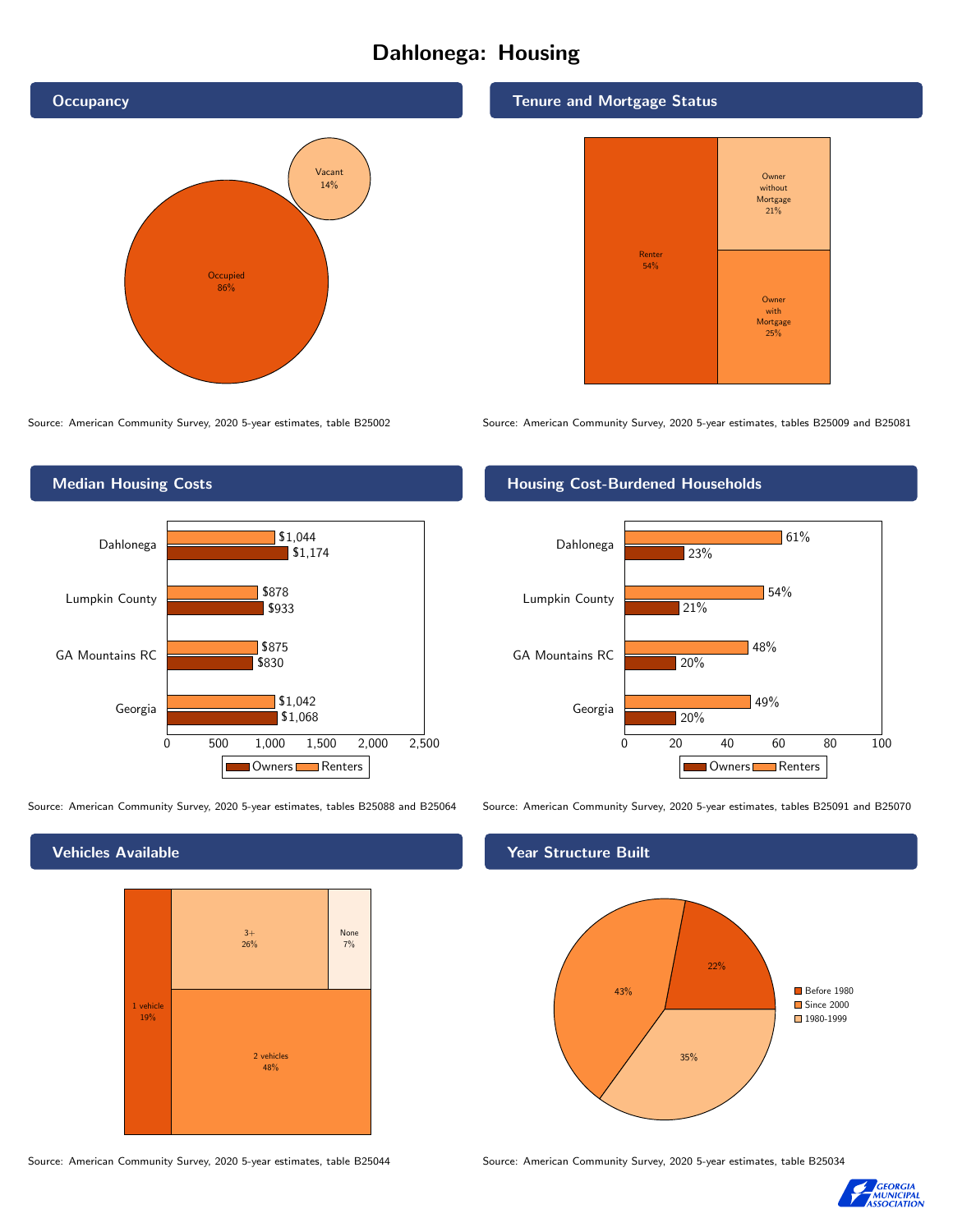# Dahlonega: Housing

## Occupancy

Vacant
14%

Occupied
86%

Source: American Community Survey, 2020 5-year estimates, table B25002

## Tenure and Mortgage Status

Renter
54%

Owner without Mortgage
21%

Owner with Mortgage
25%

Source: American Community Survey, 2020 5-year estimates, tables B25009 and B25081

## Median Housing Costs

Dahlonega
$1,044
$1,174

Lumpkin County
$878
$933

GA Mountains RC
$875
$830

Georgia
$1,042
$1,068

0 500 1,000 1,500 2,000 2,500

Owners Renters

Source: American Community Survey, 2020 5-year estimates, tables B25088 and B25064

## Housing Cost-Burdened Households

Dahlonega
61%
23%

Lumpkin County
54%
21%

GA Mountains RC
48%
20%

Georgia
49%
20%

0 20 40 60 80 100

Owners Renters

Source: American Community Survey, 2020 5-year estimates, tables B25091 and B25070

## Vehicles Available

1 vehicle
19%

3+
26%

None
7%

2 vehicles
48%

Source: American Community Survey, 2020 5-year estimates, table B25044

## Year Structure Built

22%

43%

35%

Before 1980
Since 2000
1980-1999

Source: American Community Survey, 2020 5-year estimates, table B25034